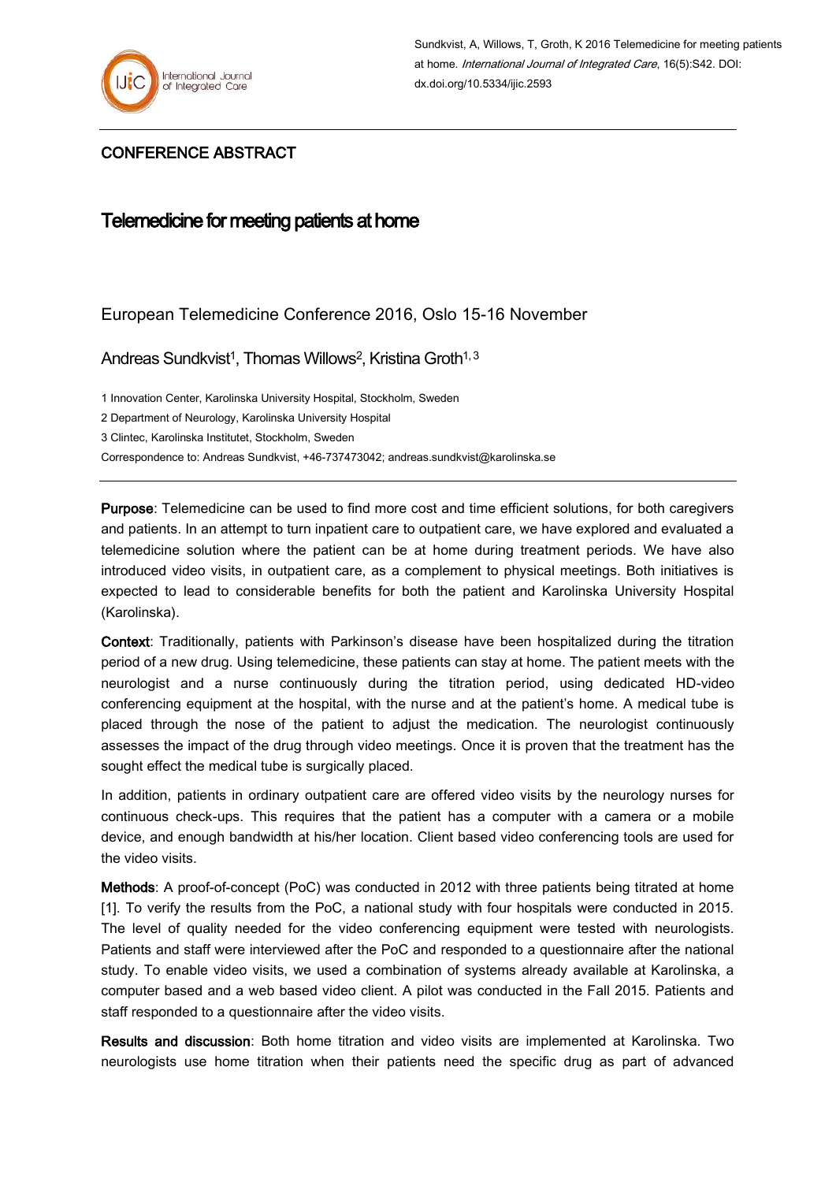Sundkvist, A, Willows, T, Groth, K 2016 Telemedicine for meeting patients at home. *International Journal of Integrated Care*, 16(5):S42. DOI: dx.doi.org/10.5334/ijic.2593

CONFERENCE ABSTRACT

# Telemedicine for meeting patients at home

European Telemedicine Conference 2016, Oslo 15-16 November

Andreas Sundkvist[1], Thomas Willows[2], Kristina Groth[1, 3]

1 Innovation Center, Karolinska University Hospital, Stockholm, Sweden

2 Department of Neurology, Karolinska University Hospital

3 Clintec, Karolinska Institutet, Stockholm, Sweden

Correspondence to: Andreas Sundkvist, +46-737473042; andreas.sundkvist@karolinska.se

---

**Purpose**: Telemedicine can be used to find more cost and time efficient solutions, for both caregivers and patients. In an attempt to turn inpatient care to outpatient care, we have explored and evaluated a telemedicine solution where the patient can be at home during treatment periods. We have also introduced video visits, in outpatient care, as a complement to physical meetings. Both initiatives is expected to lead to considerable benefits for both the patient and Karolinska University Hospital (Karolinska).

**Context**: Traditionally, patients with Parkinson's disease have been hospitalized during the titration period of a new drug. Using telemedicine, these patients can stay at home. The patient meets with the neurologist and a nurse continuously during the titration period, using dedicated HD-video conferencing equipment at the hospital, with the nurse and at the patient's home. A medical tube is placed through the nose of the patient to adjust the medication. The neurologist continuously assesses the impact of the drug through video meetings. Once it is proven that the treatment has the sought effect the medical tube is surgically placed.

In addition, patients in ordinary outpatient care are offered video visits by the neurology nurses for continuous check-ups. This requires that the patient has a computer with a camera or a mobile device, and enough bandwidth at his/her location. Client based video conferencing tools are used for the video visits.

**Methods**: A proof-of-concept (PoC) was conducted in 2012 with three patients being titrated at home [1]. To verify the results from the PoC, a national study with four hospitals were conducted in 2015. The level of quality needed for the video conferencing equipment were tested with neurologists. Patients and staff were interviewed after the PoC and responded to a questionnaire after the national study. To enable video visits, we used a combination of systems already available at Karolinska, a computer based and a web based video client. A pilot was conducted in the Fall 2015. Patients and staff responded to a questionnaire after the video visits.

**Results and discussion**: Both home titration and video visits are implemented at Karolinska. Two neurologists use home titration when their patients need the specific drug as part of advanced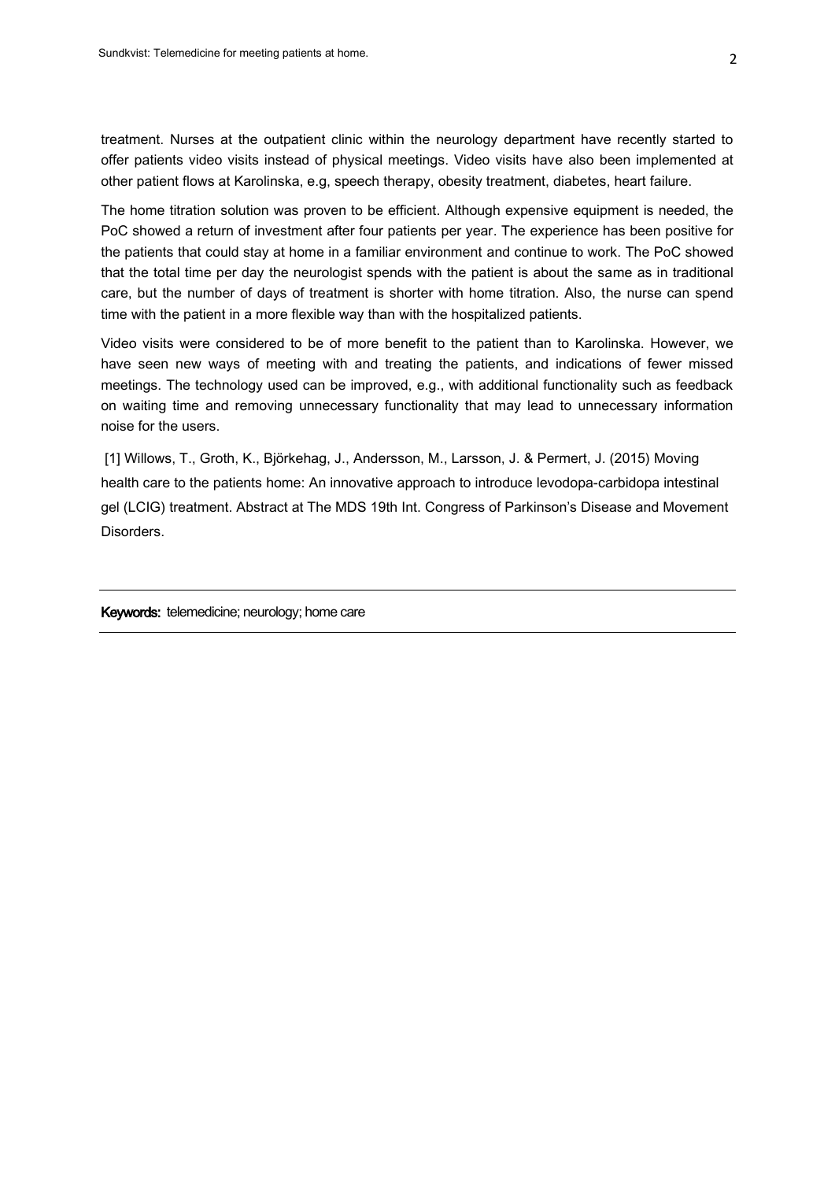treatment. Nurses at the outpatient clinic within the neurology department have recently started to offer patients video visits instead of physical meetings. Video visits have also been implemented at other patient flows at Karolinska, e.g, speech therapy, obesity treatment, diabetes, heart failure.

The home titration solution was proven to be efficient. Although expensive equipment is needed, the PoC showed a return of investment after four patients per year. The experience has been positive for the patients that could stay at home in a familiar environment and continue to work. The PoC showed that the total time per day the neurologist spends with the patient is about the same as in traditional care, but the number of days of treatment is shorter with home titration. Also, the nurse can spend time with the patient in a more flexible way than with the hospitalized patients.

Video visits were considered to be of more benefit to the patient than to Karolinska. However, we have seen new ways of meeting with and treating the patients, and indications of fewer missed meetings. The technology used can be improved, e.g., with additional functionality such as feedback on waiting time and removing unnecessary functionality that may lead to unnecessary information noise for the users.

[1] Willows, T., Groth, K., Björkehag, J., Andersson, M., Larsson, J. & Permert, J. (2015) Moving health care to the patients home: An innovative approach to introduce levodopa-carbidopa intestinal gel (LCIG) treatment. Abstract at The MDS 19th Int. Congress of Parkinson's Disease and Movement Disorders.

---

**Keywords:** telemedicine; neurology; home care

---